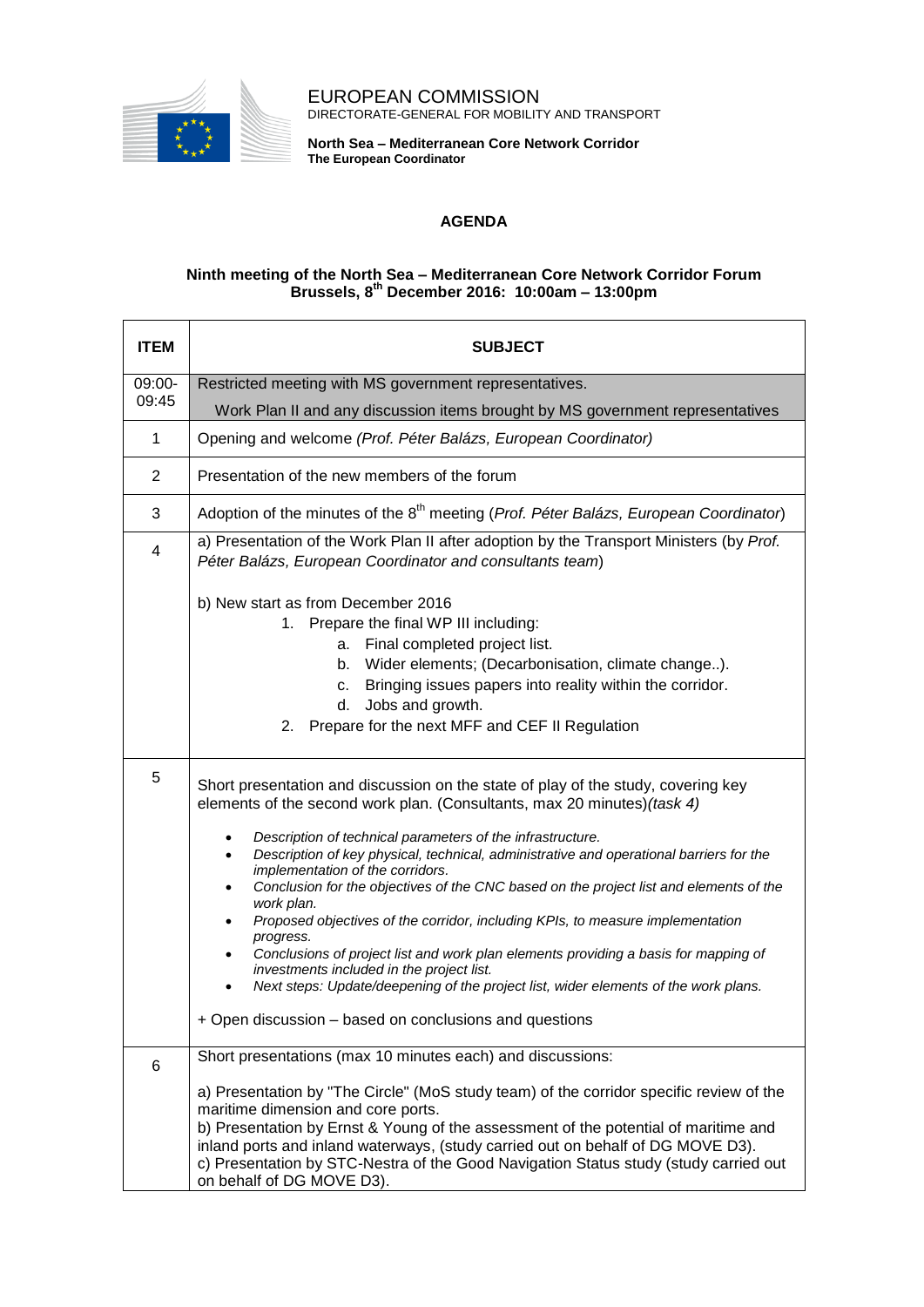EUROPEAN COMMISSION
DIRECTORATE-GENERAL FOR MOBILITY AND TRANSPORT

**North Sea – Mediterranean Core Network Corridor**
**The European Coordinator**

# AGENDA

## Ninth meeting of the North Sea – Mediterranean Core Network Corridor Forum
## Brussels, 8th December 2016: 10:00am – 13:00pm

| ITEM | SUBJECT |
|---|---|
| 09:00-09:45 | Restricted meeting with MS government representatives.<br>Work Plan II and any discussion items brought by MS government representatives |
| 1 | Opening and welcome *(Prof. Péter Balázs, European Coordinator)* |
| 2 | Presentation of the new members of the forum |
| 3 | Adoption of the minutes of the 8th meeting (*Prof. Péter Balázs, European Coordinator*) |
| 4 | a) Presentation of the Work Plan II after adoption by the Transport Ministers (by *Prof. Péter Balázs, European Coordinator and consultants team*)<br><br>b) New start as from December 2016<br>1. Prepare the final WP III including:<br>a. Final completed project list.<br>b. Wider elements; (Decarbonisation, climate change..).<br>c. Bringing issues papers into reality within the corridor.<br>d. Jobs and growth.<br>2. Prepare for the next MFF and CEF II Regulation |
| 5 | Short presentation and discussion on the state of play of the study, covering key elements of the second work plan. (Consultants, max 20 minutes)*(task 4)*<br><br>• *Description of technical parameters of the infrastructure.*<br>• *Description of key physical, technical, administrative and operational barriers for the implementation of the corridors.*<br>• *Conclusion for the objectives of the CNC based on the project list and elements of the work plan.*<br>• *Proposed objectives of the corridor, including KPIs, to measure implementation progress.*<br>• *Conclusions of project list and work plan elements providing a basis for mapping of investments included in the project list.*<br>• *Next steps: Update/deepening of the project list, wider elements of the work plans.*<br><br>+ Open discussion – based on conclusions and questions |
| 6 | Short presentations (max 10 minutes each) and discussions:<br><br>a) Presentation by "The Circle" (MoS study team) of the corridor specific review of the maritime dimension and core ports.<br>b) Presentation by Ernst & Young of the assessment of the potential of maritime and inland ports and inland waterways, (study carried out on behalf of DG MOVE D3).<br>c) Presentation by STC-Nestra of the Good Navigation Status study (study carried out on behalf of DG MOVE D3). |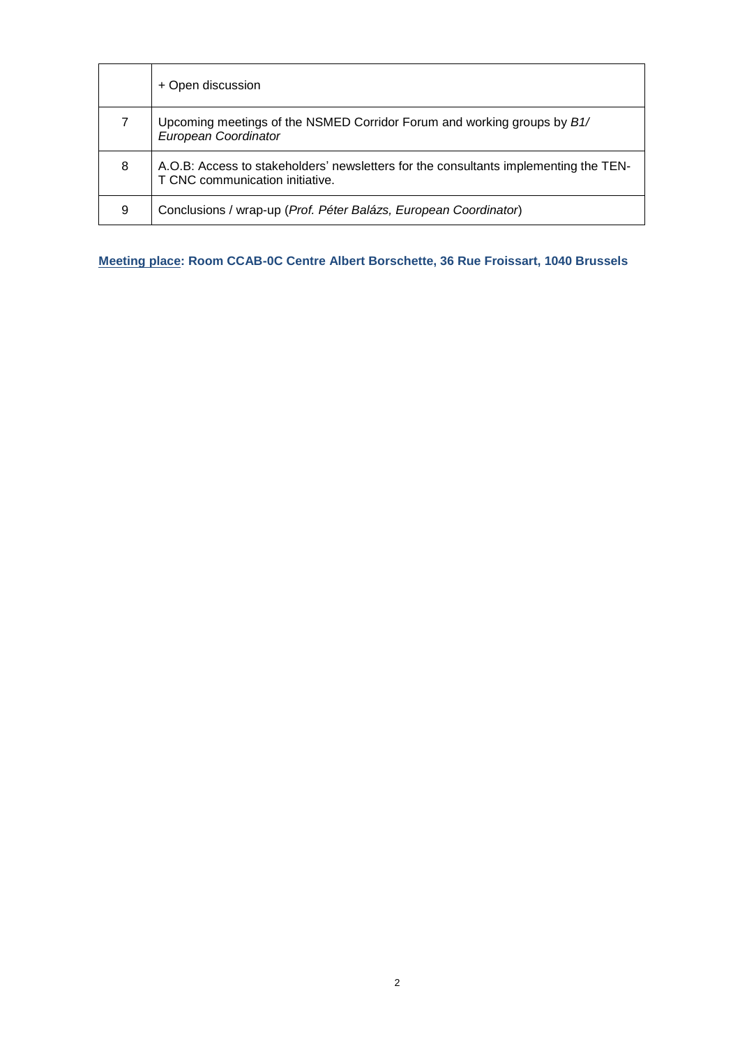| | |
|---|---|
| | + Open discussion |
| 7 | Upcoming meetings of the NSMED Corridor Forum and working groups by *B1/ European Coordinator* |
| 8 | A.O.B: Access to stakeholders' newsletters for the consultants implementing the TEN-T CNC communication initiative. |
| 9 | Conclusions / wrap-up (*Prof. Péter Balázs, European Coordinator*) |

**Meeting place: Room CCAB-0C Centre Albert Borschette, 36 Rue Froissart, 1040 Brussels**